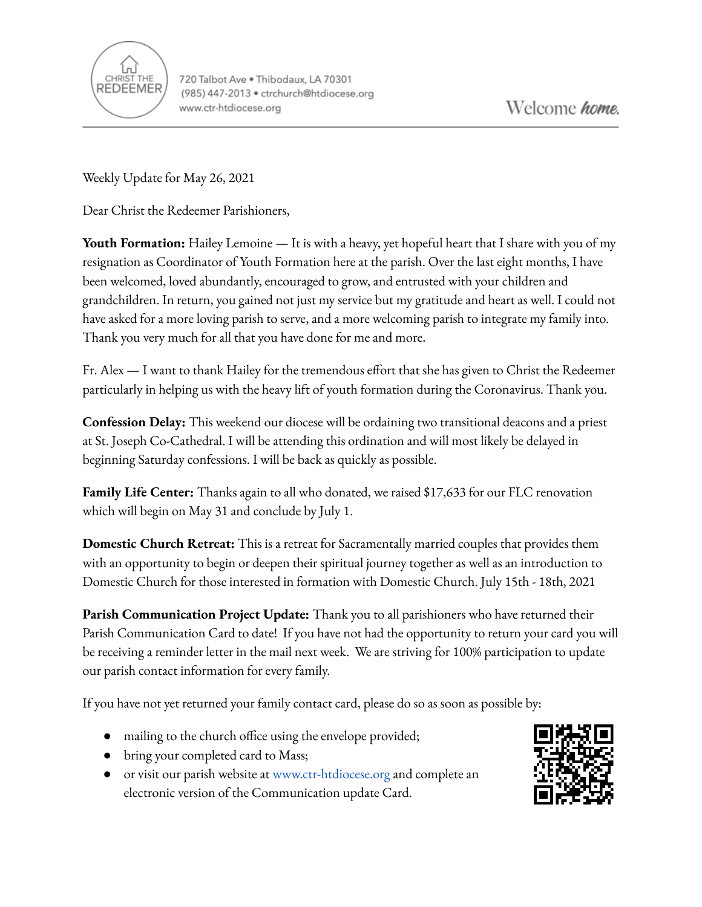CHRIST THE REDEEMER

720 Talbot Ave • Thibodaux, LA 70301
(985) 447-2013 • ctrchurch@htdiocese.org
www.ctr-htdiocese.org

Welcome ***home.***

---

Weekly Update for May 26, 2021

Dear Christ the Redeemer Parishioners,

**Youth Formation:** Hailey Lemoine — It is with a heavy, yet hopeful heart that I share with you of my resignation as Coordinator of Youth Formation here at the parish. Over the last eight months, I have been welcomed, loved abundantly, encouraged to grow, and entrusted with your children and grandchildren. In return, you gained not just my service but my gratitude and heart as well. I could not have asked for a more loving parish to serve, and a more welcoming parish to integrate my family into. Thank you very much for all that you have done for me and more.

Fr. Alex — I want to thank Hailey for the tremendous effort that she has given to Christ the Redeemer particularly in helping us with the heavy lift of youth formation during the Coronavirus. Thank you.

**Confession Delay:** This weekend our diocese will be ordaining two transitional deacons and a priest at St. Joseph Co-Cathedral. I will be attending this ordination and will most likely be delayed in beginning Saturday confessions. I will be back as quickly as possible.

**Family Life Center:** Thanks again to all who donated, we raised $17,633 for our FLC renovation which will begin on May 31 and conclude by July 1.

**Domestic Church Retreat:** This is a retreat for Sacramentally married couples that provides them with an opportunity to begin or deepen their spiritual journey together as well as an introduction to Domestic Church for those interested in formation with Domestic Church. July 15th - 18th, 2021

**Parish Communication Project Update:** Thank you to all parishioners who have returned their Parish Communication Card to date! If you have not had the opportunity to return your card you will be receiving a reminder letter in the mail next week. We are striving for 100% participation to update our parish contact information for every family.

If you have not yet returned your family contact card, please do so as soon as possible by:

- mailing to the church office using the envelope provided;
- bring your completed card to Mass;
- or visit our parish website at www.ctr-htdiocese.org and complete an electronic version of the Communication update Card.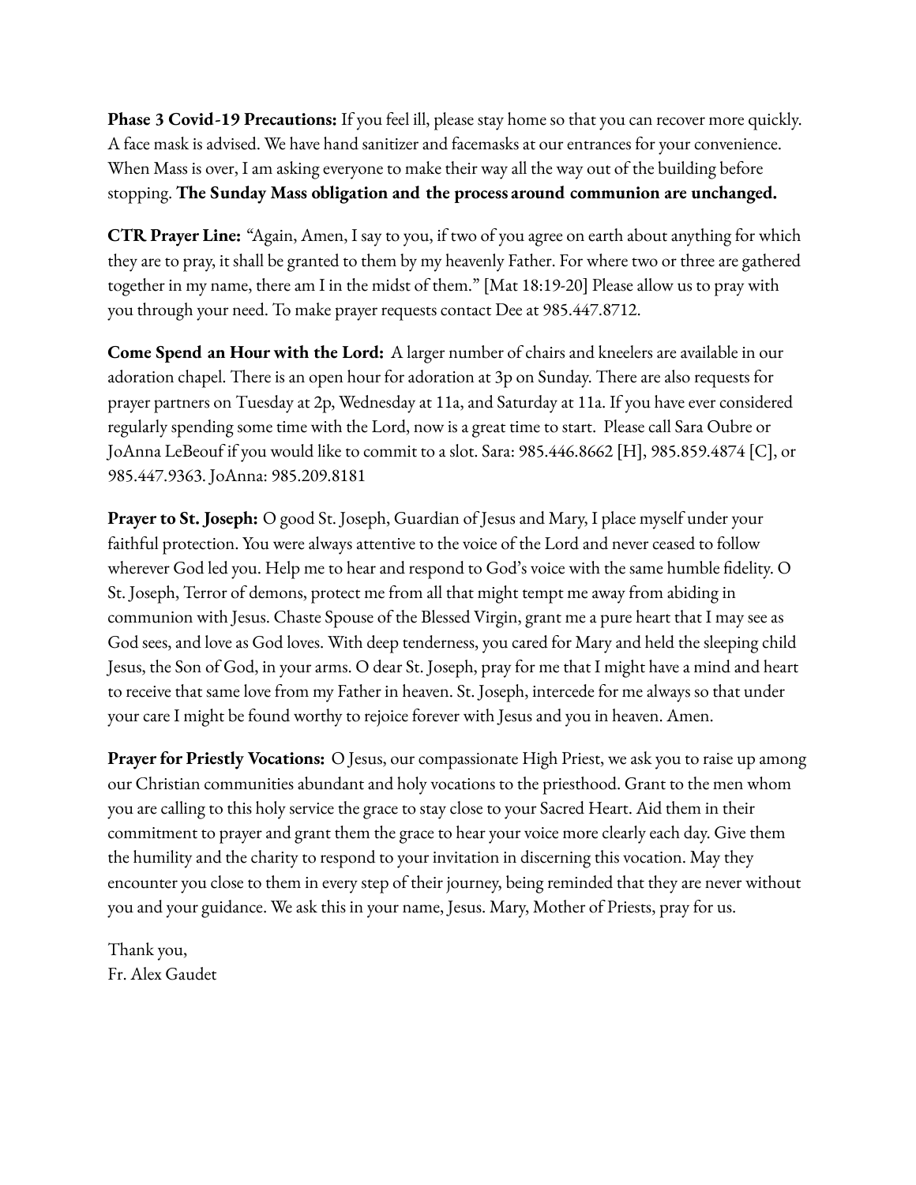**Phase 3 Covid-19 Precautions:** If you feel ill, please stay home so that you can recover more quickly. A face mask is advised. We have hand sanitizer and facemasks at our entrances for your convenience. When Mass is over, I am asking everyone to make their way all the way out of the building before stopping. **The Sunday Mass obligation and the process around communion are unchanged.**

**CTR Prayer Line:** "Again, Amen, I say to you, if two of you agree on earth about anything for which they are to pray, it shall be granted to them by my heavenly Father. For where two or three are gathered together in my name, there am I in the midst of them." [Mat 18:19-20] Please allow us to pray with you through your need. To make prayer requests contact Dee at 985.447.8712.

**Come Spend an Hour with the Lord:** A larger number of chairs and kneelers are available in our adoration chapel. There is an open hour for adoration at 3p on Sunday. There are also requests for prayer partners on Tuesday at 2p, Wednesday at 11a, and Saturday at 11a. If you have ever considered regularly spending some time with the Lord, now is a great time to start. Please call Sara Oubre or JoAnna LeBeouf if you would like to commit to a slot. Sara: 985.446.8662 [H], 985.859.4874 [C], or 985.447.9363. JoAnna: 985.209.8181

**Prayer to St. Joseph:** O good St. Joseph, Guardian of Jesus and Mary, I place myself under your faithful protection. You were always attentive to the voice of the Lord and never ceased to follow wherever God led you. Help me to hear and respond to God's voice with the same humble fidelity. O St. Joseph, Terror of demons, protect me from all that might tempt me away from abiding in communion with Jesus. Chaste Spouse of the Blessed Virgin, grant me a pure heart that I may see as God sees, and love as God loves. With deep tenderness, you cared for Mary and held the sleeping child Jesus, the Son of God, in your arms. O dear St. Joseph, pray for me that I might have a mind and heart to receive that same love from my Father in heaven. St. Joseph, intercede for me always so that under your care I might be found worthy to rejoice forever with Jesus and you in heaven. Amen.

**Prayer for Priestly Vocations:** O Jesus, our compassionate High Priest, we ask you to raise up among our Christian communities abundant and holy vocations to the priesthood. Grant to the men whom you are calling to this holy service the grace to stay close to your Sacred Heart. Aid them in their commitment to prayer and grant them the grace to hear your voice more clearly each day. Give them the humility and the charity to respond to your invitation in discerning this vocation. May they encounter you close to them in every step of their journey, being reminded that they are never without you and your guidance. We ask this in your name, Jesus. Mary, Mother of Priests, pray for us.

Thank you,
Fr. Alex Gaudet